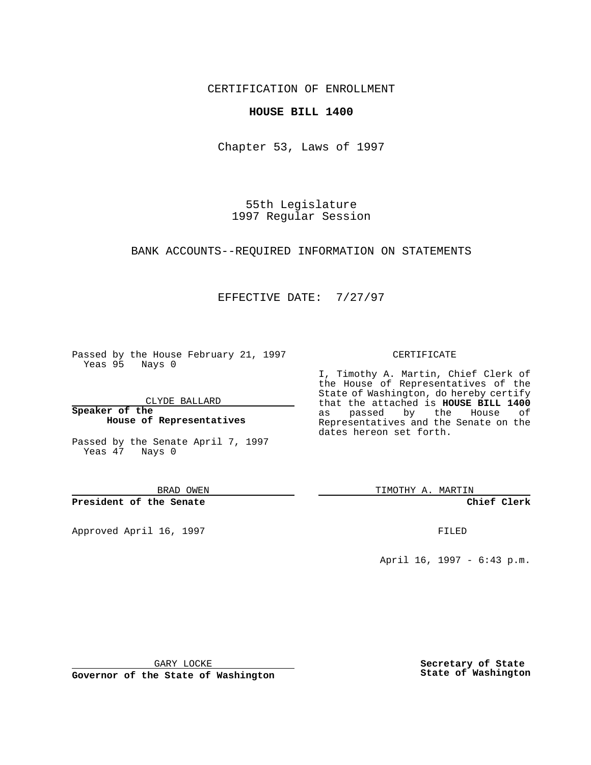CERTIFICATION OF ENROLLMENT

**HOUSE BILL 1400**

Chapter 53, Laws of 1997

55th Legislature
1997 Regular Session

BANK ACCOUNTS--REQUIRED INFORMATION ON STATEMENTS

EFFECTIVE DATE: 7/27/97

Passed by the House February 21, 1997
Yeas 95 Nays 0

CLYDE BALLARD

**Speaker of the House of Representatives**

Passed by the Senate April 7, 1997
Yeas 47 Nays 0

BRAD OWEN

**President of the Senate**

Approved April 16, 1997

GARY LOCKE

**Governor of the State of Washington**

CERTIFICATE

I, Timothy A. Martin, Chief Clerk of the House of Representatives of the State of Washington, do hereby certify that the attached is **HOUSE BILL 1400** as passed by the House of Representatives and the Senate on the dates hereon set forth.

TIMOTHY A. MARTIN

**Chief Clerk**

FILED

April 16, 1997 - 6:43 p.m.

**Secretary of State**
**State of Washington**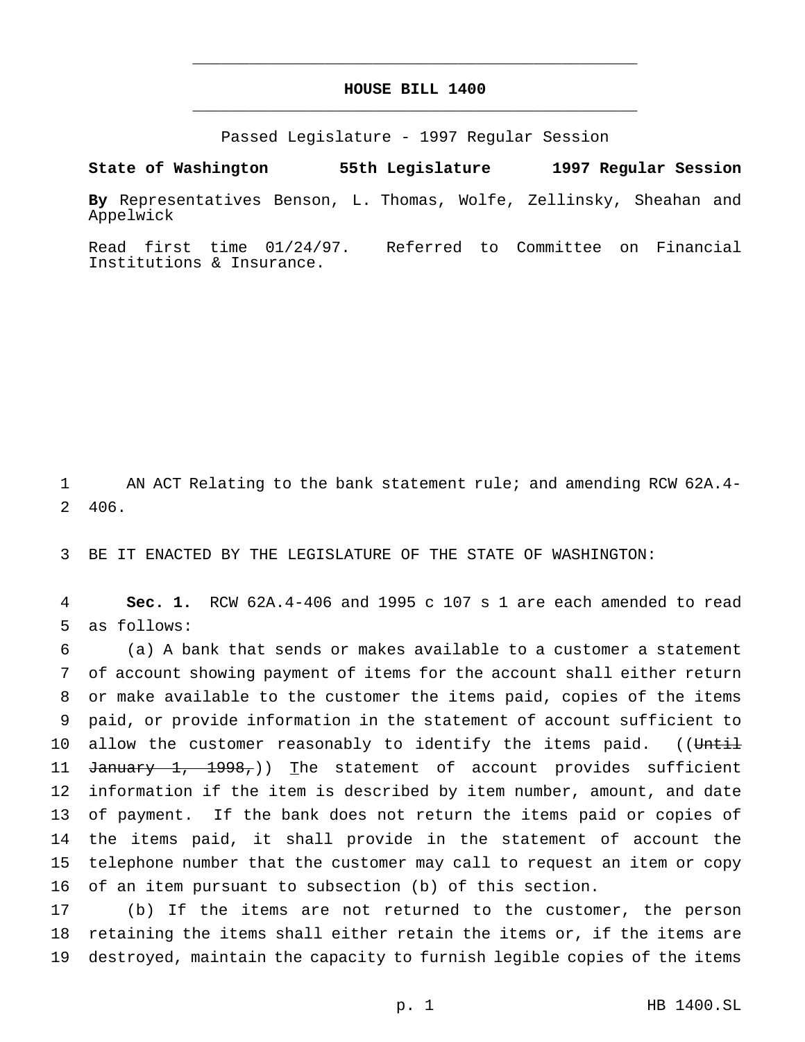# HOUSE BILL 1400

Passed Legislature - 1997 Regular Session

**State of Washington 55th Legislature 1997 Regular Session**

**By** Representatives Benson, L. Thomas, Wolfe, Zellinsky, Sheahan and Appelwick

Read first time 01/24/97. Referred to Committee on Financial Institutions & Insurance.

AN ACT Relating to the bank statement rule; and amending RCW 62A.4-406.

BE IT ENACTED BY THE LEGISLATURE OF THE STATE OF WASHINGTON:

**Sec. 1.** RCW 62A.4-406 and 1995 c 107 s 1 are each amended to read as follows:

(a) A bank that sends or makes available to a customer a statement of account showing payment of items for the account shall either return or make available to the customer the items paid, copies of the items paid, or provide information in the statement of account sufficient to allow the customer reasonably to identify the items paid. ((~~Until January 1, 1998,~~)) The statement of account provides sufficient information if the item is described by item number, amount, and date of payment. If the bank does not return the items paid or copies of the items paid, it shall provide in the statement of account the telephone number that the customer may call to request an item or copy of an item pursuant to subsection (b) of this section.

(b) If the items are not returned to the customer, the person retaining the items shall either retain the items or, if the items are destroyed, maintain the capacity to furnish legible copies of the items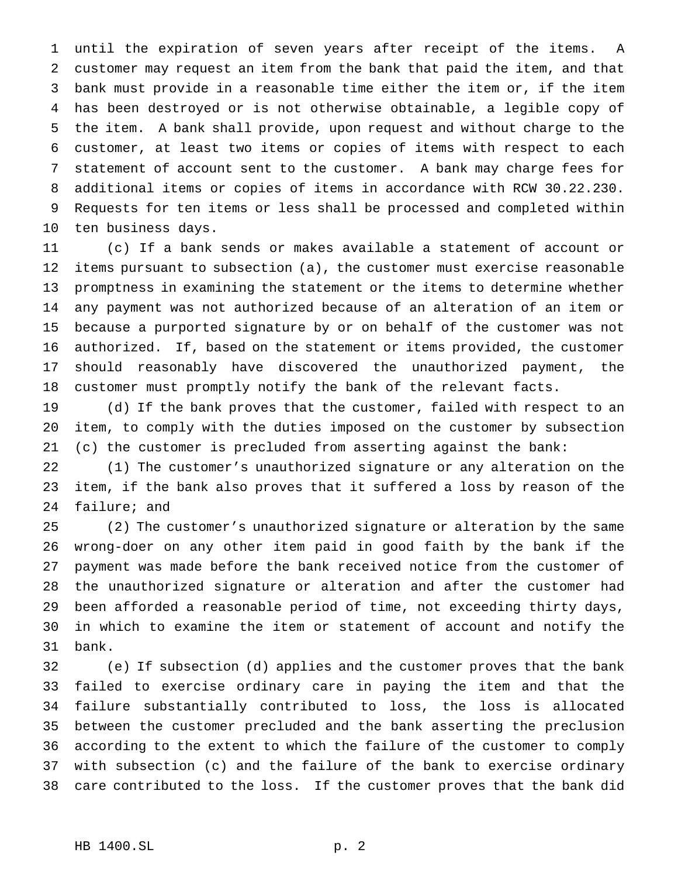until the expiration of seven years after receipt of the items. A customer may request an item from the bank that paid the item, and that bank must provide in a reasonable time either the item or, if the item has been destroyed or is not otherwise obtainable, a legible copy of the item. A bank shall provide, upon request and without charge to the customer, at least two items or copies of items with respect to each statement of account sent to the customer. A bank may charge fees for additional items or copies of items in accordance with RCW 30.22.230. Requests for ten items or less shall be processed and completed within ten business days.

(c) If a bank sends or makes available a statement of account or items pursuant to subsection (a), the customer must exercise reasonable promptness in examining the statement or the items to determine whether any payment was not authorized because of an alteration of an item or because a purported signature by or on behalf of the customer was not authorized. If, based on the statement or items provided, the customer should reasonably have discovered the unauthorized payment, the customer must promptly notify the bank of the relevant facts.

(d) If the bank proves that the customer, failed with respect to an item, to comply with the duties imposed on the customer by subsection (c) the customer is precluded from asserting against the bank:

(1) The customer's unauthorized signature or any alteration on the item, if the bank also proves that it suffered a loss by reason of the failure; and

(2) The customer's unauthorized signature or alteration by the same wrong-doer on any other item paid in good faith by the bank if the payment was made before the bank received notice from the customer of the unauthorized signature or alteration and after the customer had been afforded a reasonable period of time, not exceeding thirty days, in which to examine the item or statement of account and notify the bank.

(e) If subsection (d) applies and the customer proves that the bank failed to exercise ordinary care in paying the item and that the failure substantially contributed to loss, the loss is allocated between the customer precluded and the bank asserting the preclusion according to the extent to which the failure of the customer to comply with subsection (c) and the failure of the bank to exercise ordinary care contributed to the loss. If the customer proves that the bank did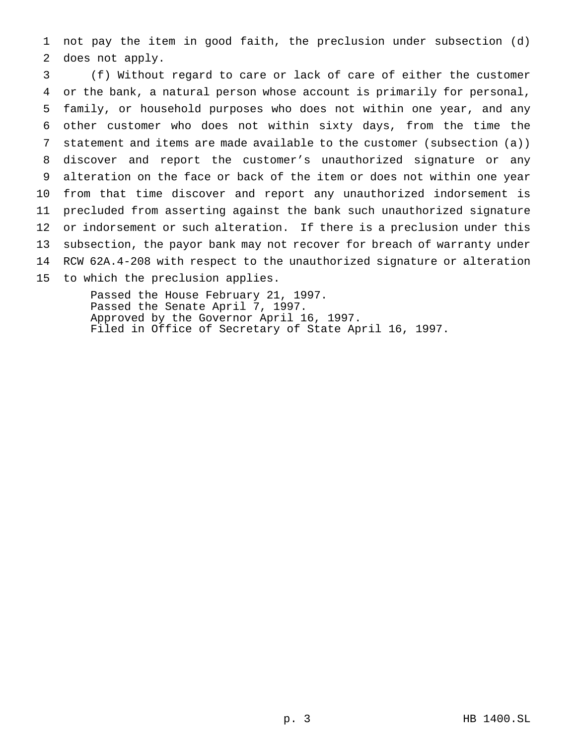not pay the item in good faith, the preclusion under subsection (d) does not apply.

(f) Without regard to care or lack of care of either the customer or the bank, a natural person whose account is primarily for personal, family, or household purposes who does not within one year, and any other customer who does not within sixty days, from the time the statement and items are made available to the customer (subsection (a)) discover and report the customer's unauthorized signature or any alteration on the face or back of the item or does not within one year from that time discover and report any unauthorized indorsement is precluded from asserting against the bank such unauthorized signature or indorsement or such alteration. If there is a preclusion under this subsection, the payor bank may not recover for breach of warranty under RCW 62A.4-208 with respect to the unauthorized signature or alteration to which the preclusion applies.

Passed the House February 21, 1997.
Passed the Senate April 7, 1997.
Approved by the Governor April 16, 1997.
Filed in Office of Secretary of State April 16, 1997.